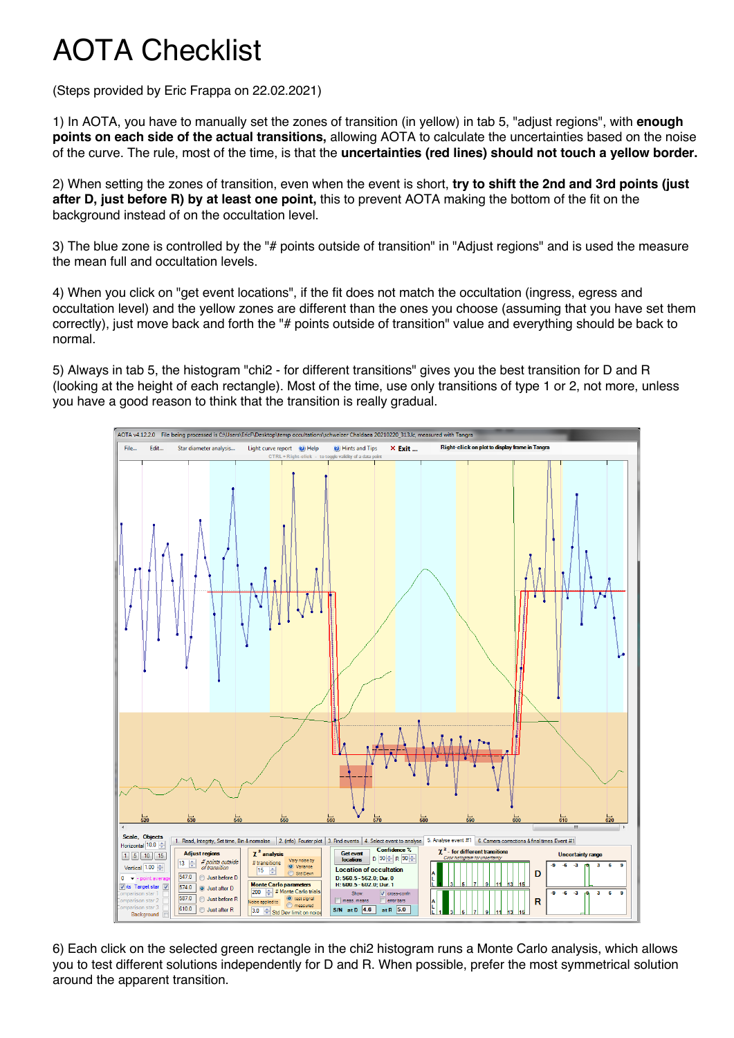# AOTA Checklist

(Steps provided by Eric Frappa on 22.02.2021)

1) In AOTA, you have to manually set the zones of transition (in yellow) in tab 5, "adjust regions", with **enough points on each side of the actual transitions,** allowing AOTA to calculate the uncertainties based on the noise of the curve. The rule, most of the time, is that the **uncertainties (red lines) should not touch a yellow border.**

2) When setting the zones of transition, even when the event is short, **try to shift the 2nd and 3rd points (just after D, just before R) by at least one point,** this to prevent AOTA making the bottom of the fit on the background instead of on the occultation level.

3) The blue zone is controlled by the "# points outside of transition" in "Adjust regions" and is used the measure the mean full and occultation levels.

4) When you click on "get event locations", if the fit does not match the occultation (ingress, egress and occultation level) and the yellow zones are different than the ones you choose (assuming that you have set them correctly), just move back and forth the "# points outside of transition" value and everything should be back to normal.

5) Always in tab 5, the histogram "chi2 - for different transitions" gives you the best transition for D and R (looking at the height of each rectangle). Most of the time, use only transitions of type 1 or 2, not more, unless you have a good reason to think that the transition is really gradual.

6) Each click on the selected green rectangle in the chi2 histogram runs a Monte Carlo analysis, which allows you to test different solutions independently for D and R. When possible, prefer the most symmetrical solution around the apparent transition.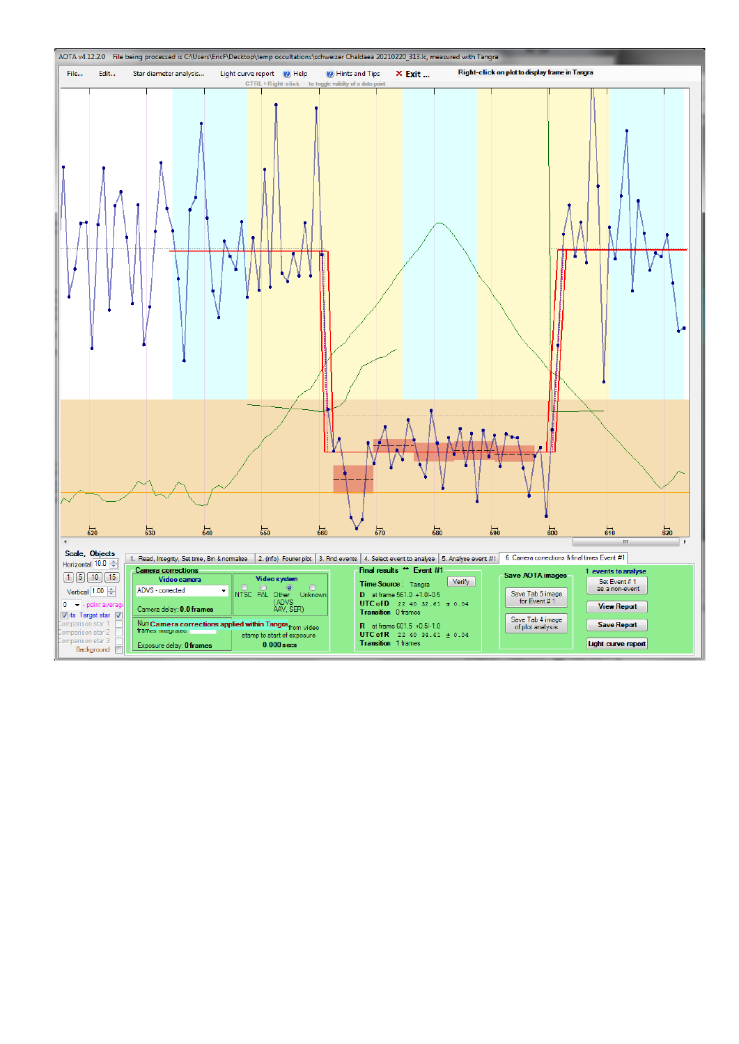AOTA v4.12.2.0 File being processed is C:\Users\EricF\Desktop\temp occultations\schweizer Chaldaea 20210220_313.lc, measured with Tangra

File... Edit... Star diameter analysis... Light curve report Help Hints and Tips Exit ... Right-click on plot to display frame in Tangra

CTRL + Right-click - to toggle validity of a data point

620 630 640 650 660 670 680 690 600 610 620

Scale, Objects

Horizontal 10.0

1 5 10 15

Vertical 1.00

0 - point average

Target star

Comparison star 1

Comparison star 2

Comparison star 3

Background

1. Read, Integrity, Set time, Bin & normalise | 2. (info) Fourier plot | 3. Find events | 4. Select event to analyse | 5. Analyse event #1 | 6. Camera corrections & final times Event #1

Camera corrections

Video camera

ADVS - corrected

Video system

NTSC PAL Other (ADVS AAV, SER) Unknown

Camera delay: 0.0 frames

Camera corrections applied within Tangra

Num frames integrated

from video stamp to start of exposure

Exposure delay: 0 frames

0.000 secs

Final results ** Event #1

Time Source : Tangra Verify

D at frame 561.0 +1.0/-0.5

UTC of D 22 40 32.61 ± 0.04

Transition 0 frames

R at frame 601.5 +0.5/-1.0

UTC of R 22 40 34.61 ± 0.04

Transition 1 frames

Save AOTA images

Save Tab 5 image for Event # 1

Save Tab 4 image of plot analysis

1 events to analyse

Set Event # 1 as a non-event

View Report

Save Report

Light curve report